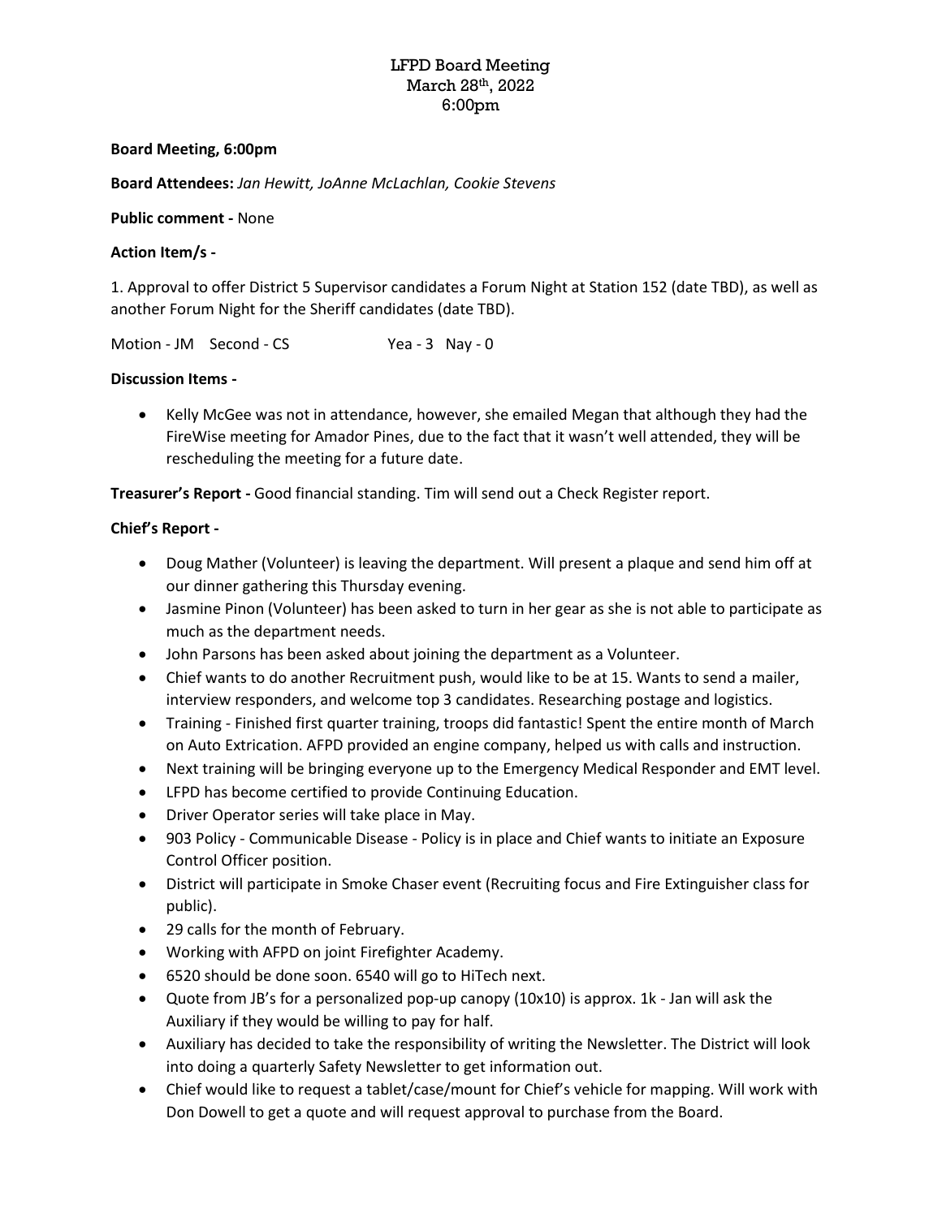# LFPD Board Meeting
## March 28th, 2022
## 6:00pm

**Board Meeting, 6:00pm**

**Board Attendees:** *Jan Hewitt, JoAnne McLachlan, Cookie Stevens*

**Public comment -** None

**Action Item/s -**

1. Approval to offer District 5 Supervisor candidates a Forum Night at Station 152 (date TBD), as well as another Forum Night for the Sheriff candidates (date TBD).

Motion - JM  Second - CS  Yea - 3  Nay - 0

**Discussion Items -**

- Kelly McGee was not in attendance, however, she emailed Megan that although they had the FireWise meeting for Amador Pines, due to the fact that it wasn't well attended, they will be rescheduling the meeting for a future date.

**Treasurer's Report -** Good financial standing. Tim will send out a Check Register report.

**Chief's Report -**

- Doug Mather (Volunteer) is leaving the department. Will present a plaque and send him off at our dinner gathering this Thursday evening.
- Jasmine Pinon (Volunteer) has been asked to turn in her gear as she is not able to participate as much as the department needs.
- John Parsons has been asked about joining the department as a Volunteer.
- Chief wants to do another Recruitment push, would like to be at 15. Wants to send a mailer, interview responders, and welcome top 3 candidates. Researching postage and logistics.
- Training - Finished first quarter training, troops did fantastic! Spent the entire month of March on Auto Extrication. AFPD provided an engine company, helped us with calls and instruction.
- Next training will be bringing everyone up to the Emergency Medical Responder and EMT level.
- LFPD has become certified to provide Continuing Education.
- Driver Operator series will take place in May.
- 903 Policy - Communicable Disease - Policy is in place and Chief wants to initiate an Exposure Control Officer position.
- District will participate in Smoke Chaser event (Recruiting focus and Fire Extinguisher class for public).
- 29 calls for the month of February.
- Working with AFPD on joint Firefighter Academy.
- 6520 should be done soon. 6540 will go to HiTech next.
- Quote from JB's for a personalized pop-up canopy (10x10) is approx. 1k - Jan will ask the Auxiliary if they would be willing to pay for half.
- Auxiliary has decided to take the responsibility of writing the Newsletter. The District will look into doing a quarterly Safety Newsletter to get information out.
- Chief would like to request a tablet/case/mount for Chief's vehicle for mapping. Will work with Don Dowell to get a quote and will request approval to purchase from the Board.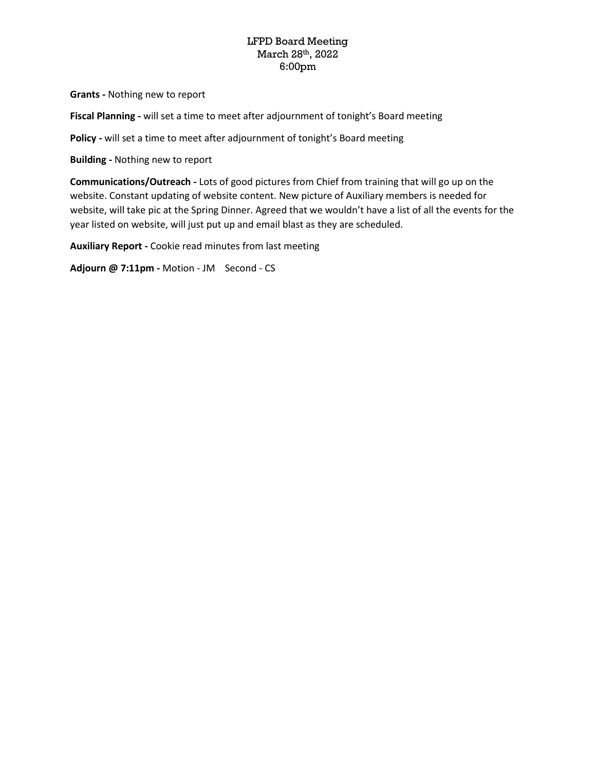**Grants -** Nothing new to report

**Fiscal Planning -** will set a time to meet after adjournment of tonight's Board meeting

**Policy -** will set a time to meet after adjournment of tonight's Board meeting

**Building -** Nothing new to report

**Communications/Outreach -** Lots of good pictures from Chief from training that will go up on the website. Constant updating of website content. New picture of Auxiliary members is needed for website, will take pic at the Spring Dinner. Agreed that we wouldn't have a list of all the events for the year listed on website, will just put up and email blast as they are scheduled.

**Auxiliary Report -** Cookie read minutes from last meeting

**Adjourn @ 7:11pm -** Motion - JM Second - CS